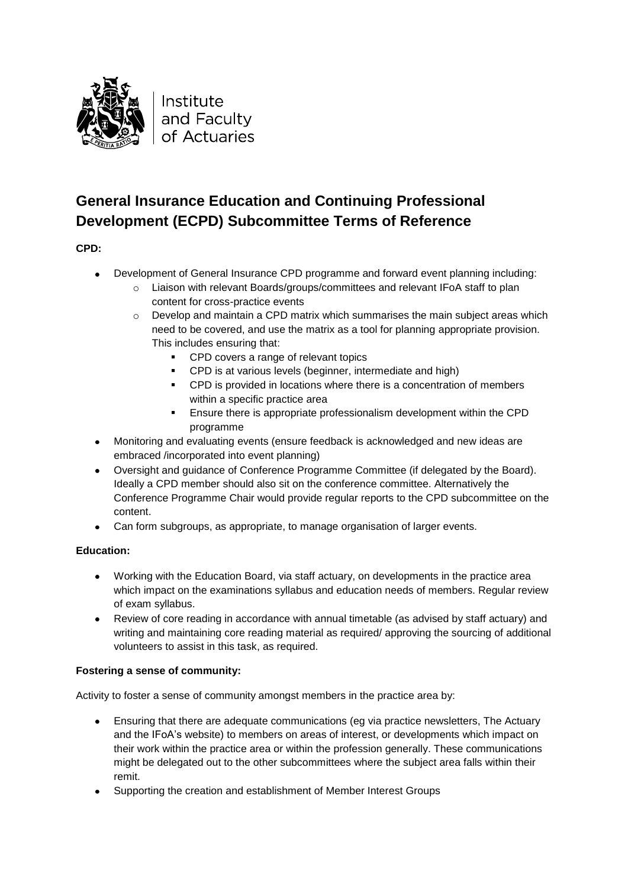Institute and Faculty of Actuaries

# General Insurance Education and Continuing Professional Development (ECPD) Subcommittee Terms of Reference

**CPD:**

- Development of General Insurance CPD programme and forward event planning including:
  - Liaison with relevant Boards/groups/committees and relevant IFoA staff to plan content for cross-practice events
  - Develop and maintain a CPD matrix which summarises the main subject areas which need to be covered, and use the matrix as a tool for planning appropriate provision. This includes ensuring that:
    - CPD covers a range of relevant topics
    - CPD is at various levels (beginner, intermediate and high)
    - CPD is provided in locations where there is a concentration of members within a specific practice area
    - Ensure there is appropriate professionalism development within the CPD programme
- Monitoring and evaluating events (ensure feedback is acknowledged and new ideas are embraced /incorporated into event planning)
- Oversight and guidance of Conference Programme Committee (if delegated by the Board). Ideally a CPD member should also sit on the conference committee. Alternatively the Conference Programme Chair would provide regular reports to the CPD subcommittee on the content.
- Can form subgroups, as appropriate, to manage organisation of larger events.

**Education:**

- Working with the Education Board, via staff actuary, on developments in the practice area which impact on the examinations syllabus and education needs of members. Regular review of exam syllabus.
- Review of core reading in accordance with annual timetable (as advised by staff actuary) and writing and maintaining core reading material as required/ approving the sourcing of additional volunteers to assist in this task, as required.

**Fostering a sense of community:**

Activity to foster a sense of community amongst members in the practice area by:

- Ensuring that there are adequate communications (eg via practice newsletters, The Actuary and the IFoA's website) to members on areas of interest, or developments which impact on their work within the practice area or within the profession generally. These communications might be delegated out to the other subcommittees where the subject area falls within their remit.
- Supporting the creation and establishment of Member Interest Groups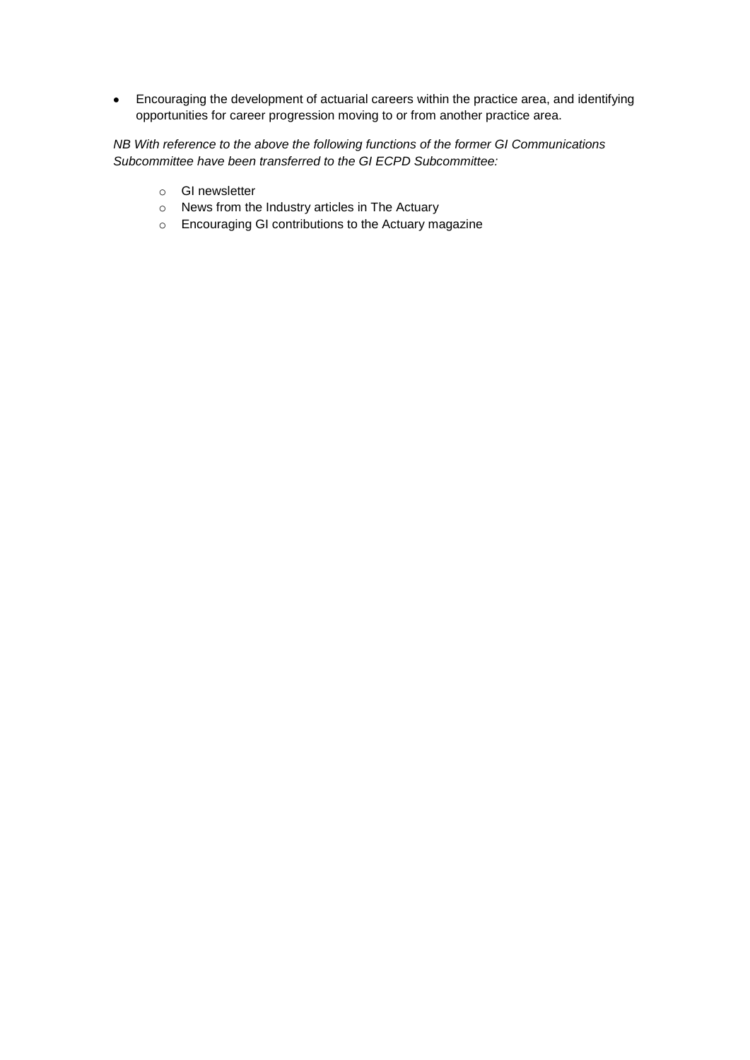- Encouraging the development of actuarial careers within the practice area, and identifying opportunities for career progression moving to or from another practice area.

*NB With reference to the above the following functions of the former GI Communications Subcommittee have been transferred to the GI ECPD Subcommittee:*

  - GI newsletter
  - News from the Industry articles in The Actuary
  - Encouraging GI contributions to the Actuary magazine